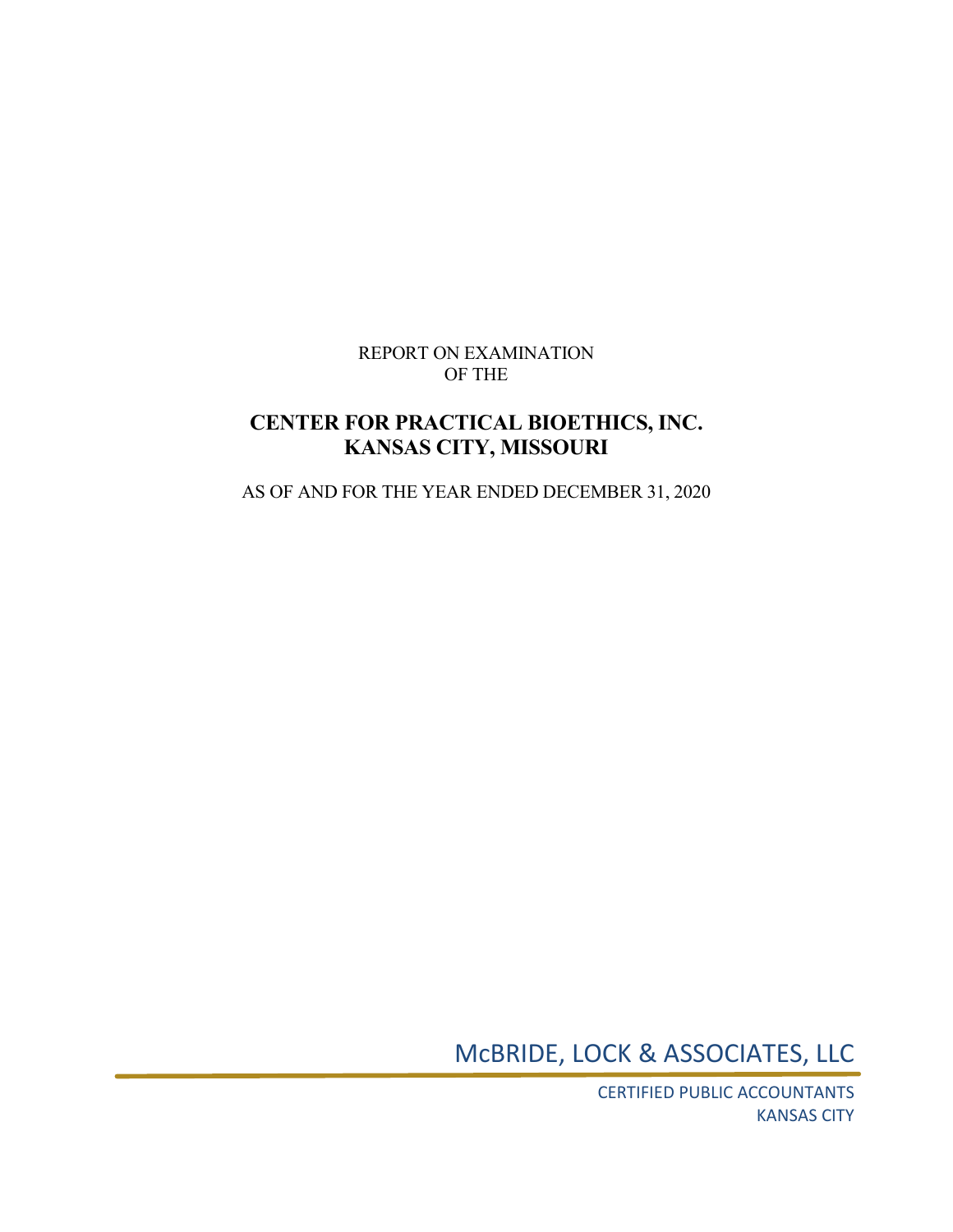REPORT ON EXAMINATION
OF THE

# CENTER FOR PRACTICAL BIOETHICS, INC.
# KANSAS CITY, MISSOURI

AS OF AND FOR THE YEAR ENDED DECEMBER 31, 2020

McBRIDE, LOCK & ASSOCIATES, LLC

CERTIFIED PUBLIC ACCOUNTANTS
KANSAS CITY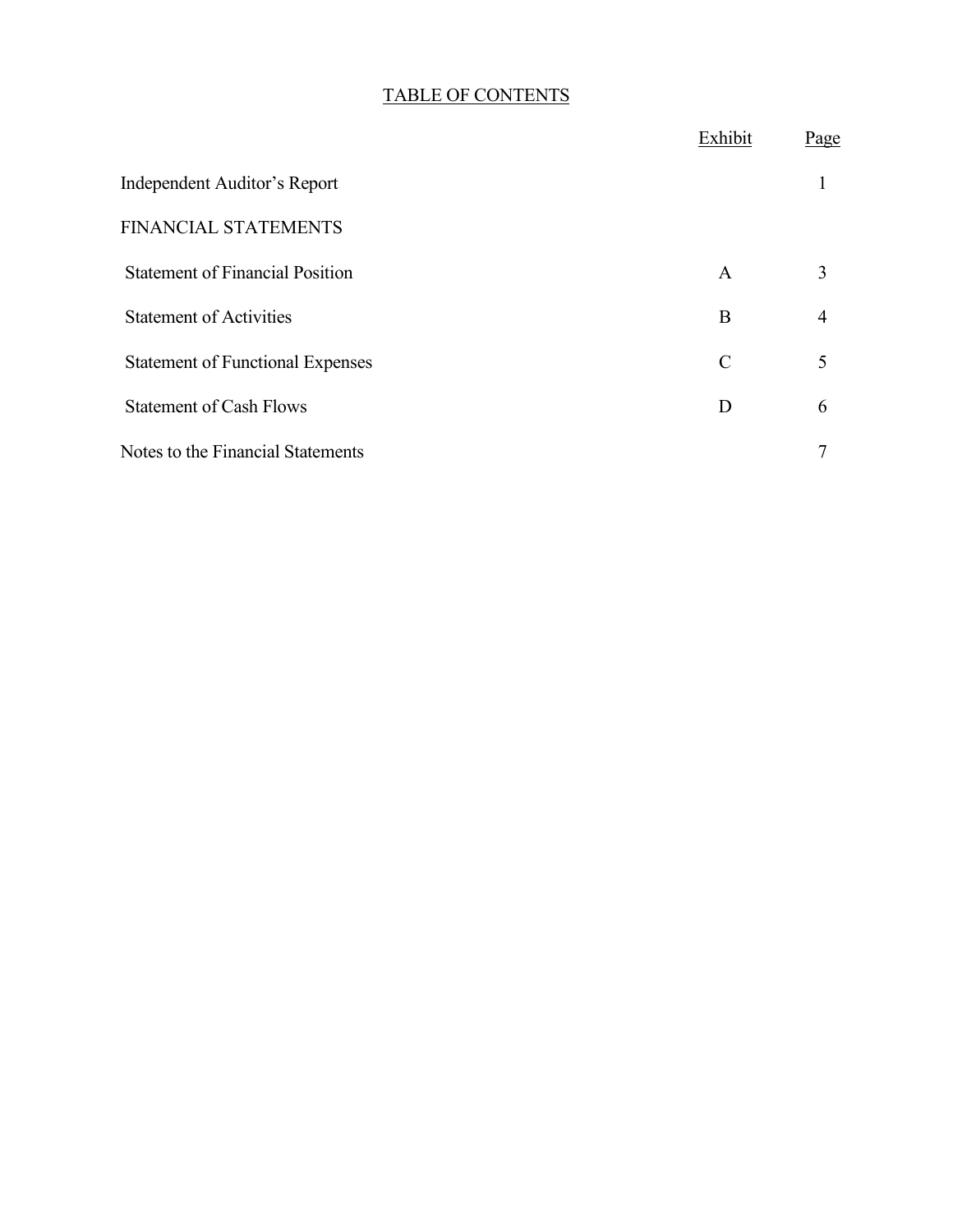# TABLE OF CONTENTS

| | Exhibit | Page |
|---|---|---|
| Independent Auditor's Report | | 1 |
| FINANCIAL STATEMENTS | | |
| Statement of Financial Position | A | 3 |
| Statement of Activities | B | 4 |
| Statement of Functional Expenses | C | 5 |
| Statement of Cash Flows | D | 6 |
| Notes to the Financial Statements | | 7 |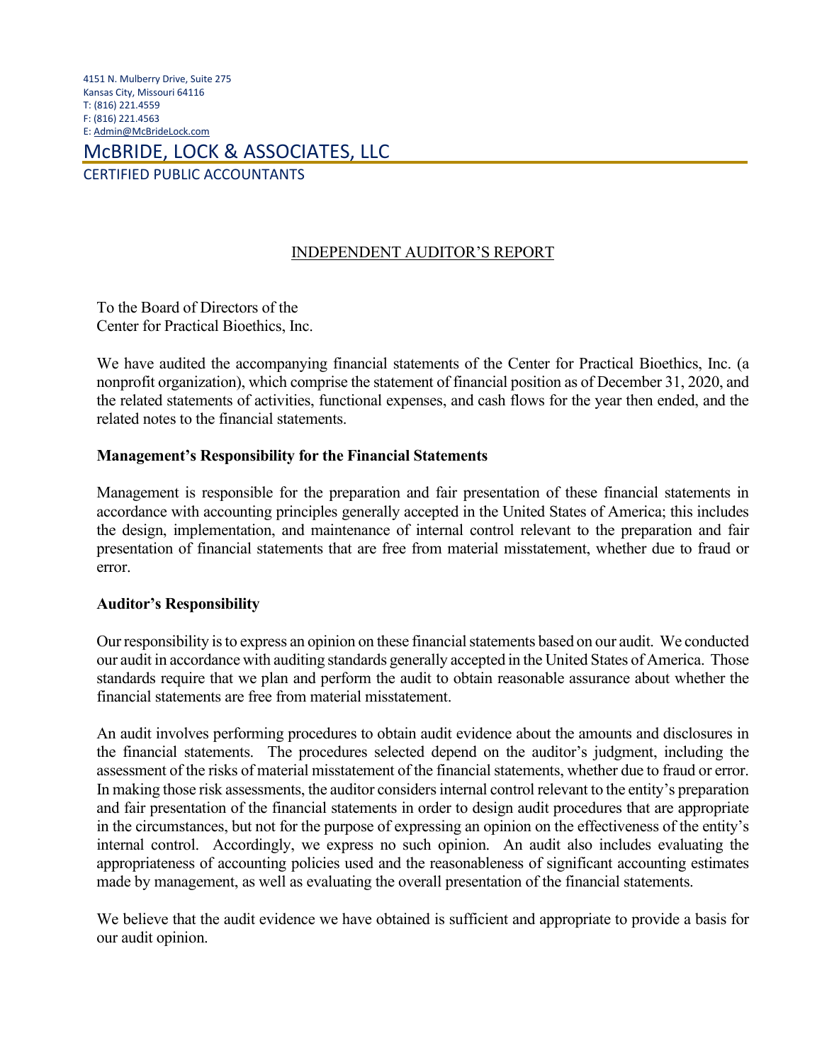4151 N. Mulberry Drive, Suite 275
Kansas City, Missouri 64116
T: (816) 221.4559
F: (816) 221.4563
E: Admin@McBrideLock.com

McBRIDE, LOCK & ASSOCIATES, LLC

CERTIFIED PUBLIC ACCOUNTANTS

# INDEPENDENT AUDITOR'S REPORT

To the Board of Directors of the
Center for Practical Bioethics, Inc.

We have audited the accompanying financial statements of the Center for Practical Bioethics, Inc. (a nonprofit organization), which comprise the statement of financial position as of December 31, 2020, and the related statements of activities, functional expenses, and cash flows for the year then ended, and the related notes to the financial statements.

**Management's Responsibility for the Financial Statements**

Management is responsible for the preparation and fair presentation of these financial statements in accordance with accounting principles generally accepted in the United States of America; this includes the design, implementation, and maintenance of internal control relevant to the preparation and fair presentation of financial statements that are free from material misstatement, whether due to fraud or error.

**Auditor's Responsibility**

Our responsibility is to express an opinion on these financial statements based on our audit. We conducted our audit in accordance with auditing standards generally accepted in the United States of America. Those standards require that we plan and perform the audit to obtain reasonable assurance about whether the financial statements are free from material misstatement.

An audit involves performing procedures to obtain audit evidence about the amounts and disclosures in the financial statements. The procedures selected depend on the auditor's judgment, including the assessment of the risks of material misstatement of the financial statements, whether due to fraud or error. In making those risk assessments, the auditor considers internal control relevant to the entity's preparation and fair presentation of the financial statements in order to design audit procedures that are appropriate in the circumstances, but not for the purpose of expressing an opinion on the effectiveness of the entity's internal control. Accordingly, we express no such opinion. An audit also includes evaluating the appropriateness of accounting policies used and the reasonableness of significant accounting estimates made by management, as well as evaluating the overall presentation of the financial statements.

We believe that the audit evidence we have obtained is sufficient and appropriate to provide a basis for our audit opinion.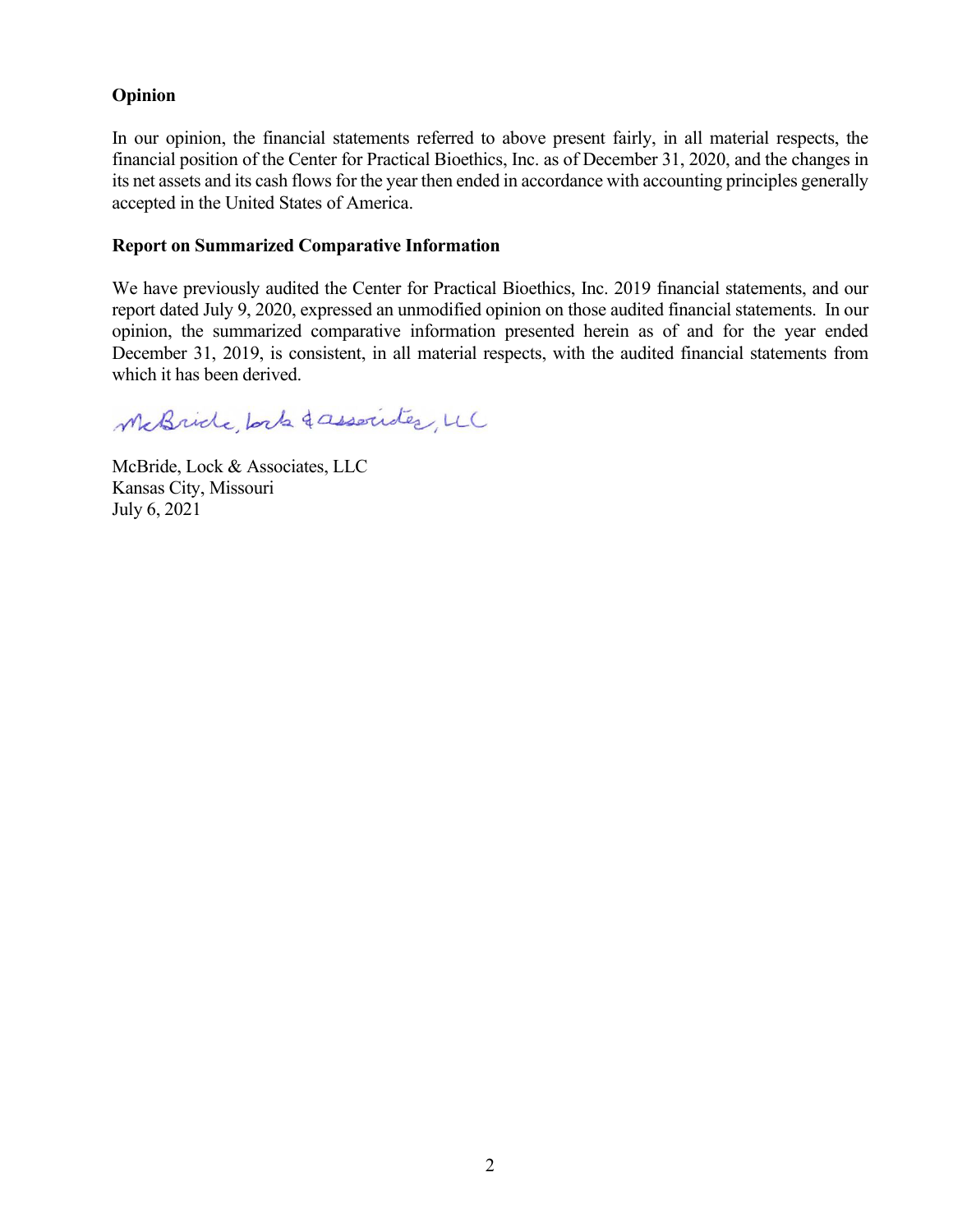**Opinion**

In our opinion, the financial statements referred to above present fairly, in all material respects, the financial position of the Center for Practical Bioethics, Inc. as of December 31, 2020, and the changes in its net assets and its cash flows for the year then ended in accordance with accounting principles generally accepted in the United States of America.

**Report on Summarized Comparative Information**

We have previously audited the Center for Practical Bioethics, Inc. 2019 financial statements, and our report dated July 9, 2020, expressed an unmodified opinion on those audited financial statements. In our opinion, the summarized comparative information presented herein as of and for the year ended December 31, 2019, is consistent, in all material respects, with the audited financial statements from which it has been derived.

McBride, Lock & Associates, LLC

McBride, Lock & Associates, LLC
Kansas City, Missouri
July 6, 2021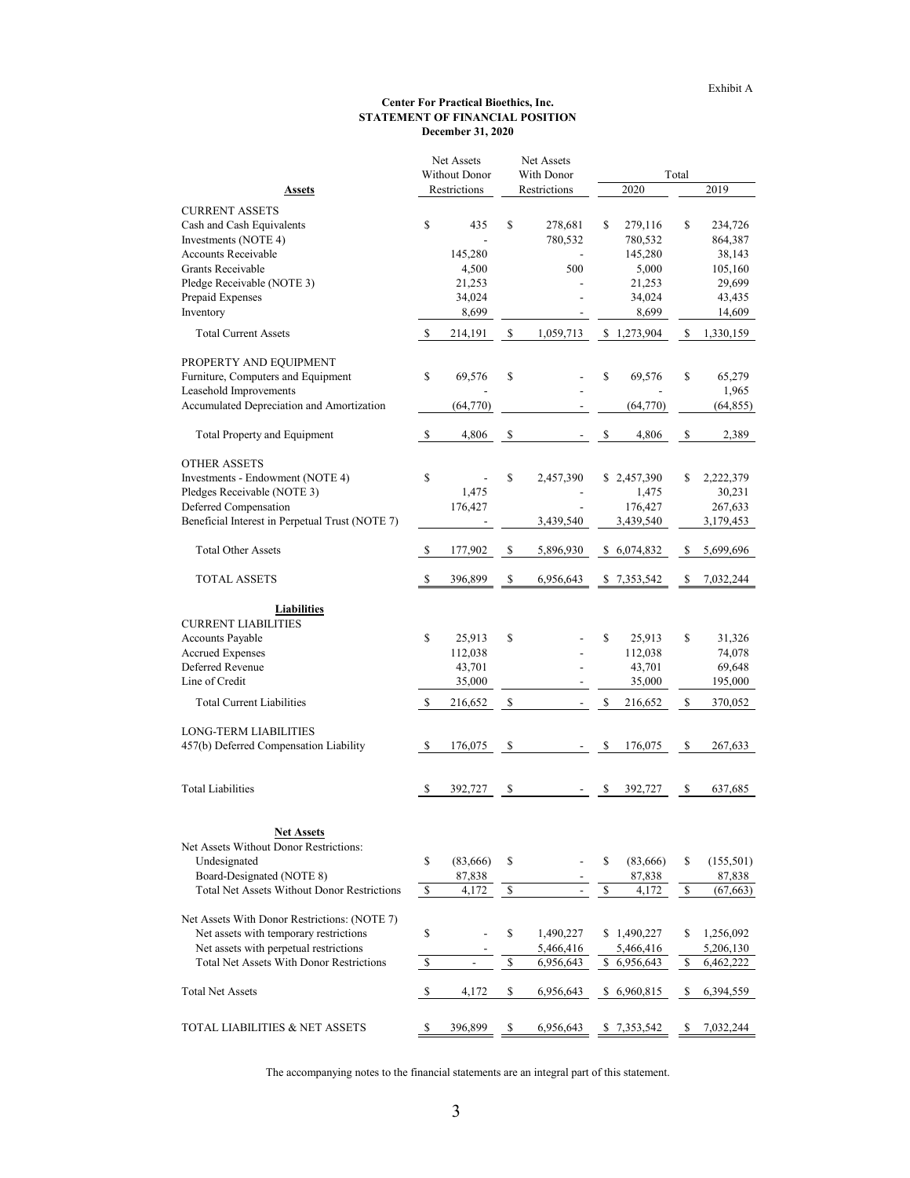Exhibit A

**Center For Practical Bioethics, Inc.**
**STATEMENT OF FINANCIAL POSITION**
**December 31, 2020**

| **Assets** | Net Assets Without Donor Restrictions | Net Assets With Donor Restrictions | Total 2020 | Total 2019 |
|---|---|---|---|---|
| CURRENT ASSETS | | | | |
| Cash and Cash Equivalents | $ 435 | $ 278,681 | $ 279,116 | $ 234,726 |
| Investments (NOTE 4) | - | 780,532 | 780,532 | 864,387 |
| Accounts Receivable | 145,280 | - | 145,280 | 38,143 |
| Grants Receivable | 4,500 | 500 | 5,000 | 105,160 |
| Pledge Receivable (NOTE 3) | 21,253 | - | 21,253 | 29,699 |
| Prepaid Expenses | 34,024 | - | 34,024 | 43,435 |
| Inventory | 8,699 | - | 8,699 | 14,609 |
| Total Current Assets | $ 214,191 | $ 1,059,713 | $ 1,273,904 | $ 1,330,159 |
| PROPERTY AND EQUIPMENT | | | | |
| Furniture, Computers and Equipment | $ 69,576 | $ - | $ 69,576 | $ 65,279 |
| Leasehold Improvements | - | - | - | 1,965 |
| Accumulated Depreciation and Amortization | (64,770) | - | (64,770) | (64,855) |
| Total Property and Equipment | $ 4,806 | $ - | $ 4,806 | $ 2,389 |
| OTHER ASSETS | | | | |
| Investments - Endowment (NOTE 4) | $ - | $ 2,457,390 | $ 2,457,390 | $ 2,222,379 |
| Pledges Receivable (NOTE 3) | 1,475 | - | 1,475 | 30,231 |
| Deferred Compensation | 176,427 | - | 176,427 | 267,633 |
| Beneficial Interest in Perpetual Trust (NOTE 7) | - | 3,439,540 | 3,439,540 | 3,179,453 |
| Total Other Assets | $ 177,902 | $ 5,896,930 | $ 6,074,832 | $ 5,699,696 |
| TOTAL ASSETS | $ 396,899 | $ 6,956,643 | $ 7,353,542 | $ 7,032,244 |
| **Liabilities** | | | | |
| CURRENT LIABILITIES | | | | |
| Accounts Payable | $ 25,913 | $ - | $ 25,913 | $ 31,326 |
| Accrued Expenses | 112,038 | - | 112,038 | 74,078 |
| Deferred Revenue | 43,701 | - | 43,701 | 69,648 |
| Line of Credit | 35,000 | - | 35,000 | 195,000 |
| Total Current Liabilities | $ 216,652 | $ - | $ 216,652 | $ 370,052 |
| LONG-TERM LIABILITIES | | | | |
| 457(b) Deferred Compensation Liability | $ 176,075 | $ - | $ 176,075 | $ 267,633 |
| Total Liabilities | $ 392,727 | $ - | $ 392,727 | $ 637,685 |
| **Net Assets** | | | | |
| Net Assets Without Donor Restrictions: | | | | |
| Undesignated | $ (83,666) | $ - | $ (83,666) | $ (155,501) |
| Board-Designated (NOTE 8) | 87,838 | - | 87,838 | 87,838 |
| Total Net Assets Without Donor Restrictions | $ 4,172 | $ - | $ 4,172 | $ (67,663) |
| Net Assets With Donor Restrictions: (NOTE 7) | | | | |
| Net assets with temporary restrictions | $ - | $ 1,490,227 | $ 1,490,227 | $ 1,256,092 |
| Net assets with perpetual restrictions | - | 5,466,416 | 5,466,416 | 5,206,130 |
| Total Net Assets With Donor Restrictions | $ - | $ 6,956,643 | $ 6,956,643 | $ 6,462,222 |
| Total Net Assets | $ 4,172 | $ 6,956,643 | $ 6,960,815 | $ 6,394,559 |
| TOTAL LIABILITIES & NET ASSETS | $ 396,899 | $ 6,956,643 | $ 7,353,542 | $ 7,032,244 |

The accompanying notes to the financial statements are an integral part of this statement.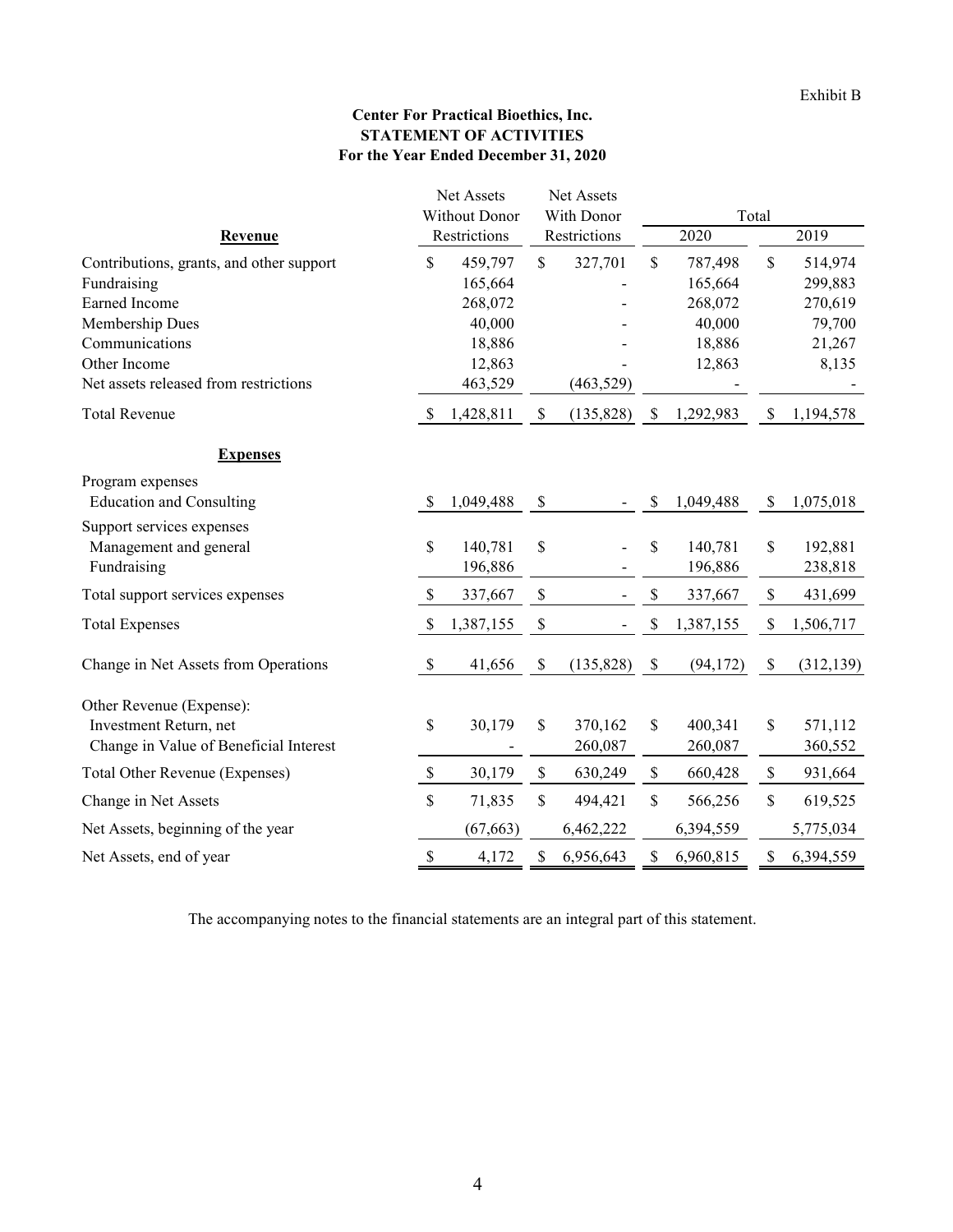Exhibit B

**Center For Practical Bioethics, Inc.**
**STATEMENT OF ACTIVITIES**
**For the Year Ended December 31, 2020**

| | Net Assets Without Donor Restrictions | Net Assets With Donor Restrictions | Total 2020 | Total 2019 |
|---|---|---|---|---|
| **Revenue** | | | | |
| Contributions, grants, and other support | $ 459,797 | $ 327,701 | $ 787,498 | $ 514,974 |
| Fundraising | 165,664 | - | 165,664 | 299,883 |
| Earned Income | 268,072 | - | 268,072 | 270,619 |
| Membership Dues | 40,000 | - | 40,000 | 79,700 |
| Communications | 18,886 | - | 18,886 | 21,267 |
| Other Income | 12,863 | - | 12,863 | 8,135 |
| Net assets released from restrictions | 463,529 | (463,529) | - | - |
| Total Revenue | $ 1,428,811 | $ (135,828) | $ 1,292,983 | $ 1,194,578 |
| **Expenses** | | | | |
| Program expenses | | | | |
| Education and Consulting | $ 1,049,488 | $ - | $ 1,049,488 | $ 1,075,018 |
| Support services expenses | | | | |
| Management and general | $ 140,781 | $ - | $ 140,781 | $ 192,881 |
| Fundraising | 196,886 | - | 196,886 | 238,818 |
| Total support services expenses | $ 337,667 | $ - | $ 337,667 | $ 431,699 |
| Total Expenses | $ 1,387,155 | $ - | $ 1,387,155 | $ 1,506,717 |
| Change in Net Assets from Operations | $ 41,656 | $ (135,828) | $ (94,172) | $ (312,139) |
| Other Revenue (Expense): | | | | |
| Investment Return, net | $ 30,179 | $ 370,162 | $ 400,341 | $ 571,112 |
| Change in Value of Beneficial Interest | - | 260,087 | 260,087 | 360,552 |
| Total Other Revenue (Expenses) | $ 30,179 | $ 630,249 | $ 660,428 | $ 931,664 |
| Change in Net Assets | $ 71,835 | $ 494,421 | $ 566,256 | $ 619,525 |
| Net Assets, beginning of the year | (67,663) | 6,462,222 | 6,394,559 | 5,775,034 |
| Net Assets, end of year | $ 4,172 | $ 6,956,643 | $ 6,960,815 | $ 6,394,559 |

The accompanying notes to the financial statements are an integral part of this statement.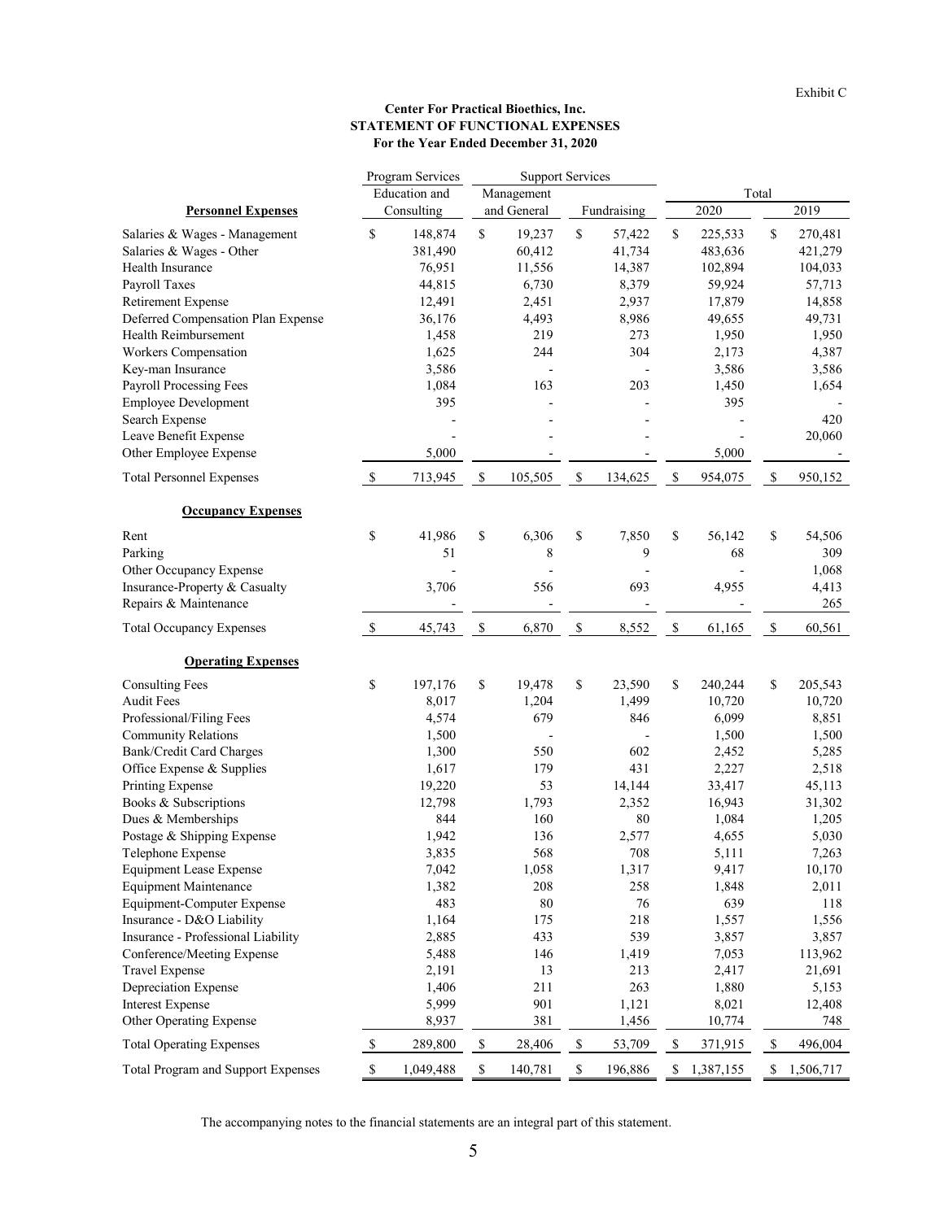Exhibit C

**Center For Practical Bioethics, Inc.**
**STATEMENT OF FUNCTIONAL EXPENSES**
**For the Year Ended December 31, 2020**

| | Program Services | Support Services | | Total | |
|---|---|---|---|---|---|
| | Education and Consulting | Management and General | Fundraising | 2020 | 2019 |
| **Personnel Expenses** | | | | | |
| Salaries & Wages - Management | $ 148,874 | $ 19,237 | $ 57,422 | $ 225,533 | $ 270,481 |
| Salaries & Wages - Other | 381,490 | 60,412 | 41,734 | 483,636 | 421,279 |
| Health Insurance | 76,951 | 11,556 | 14,387 | 102,894 | 104,033 |
| Payroll Taxes | 44,815 | 6,730 | 8,379 | 59,924 | 57,713 |
| Retirement Expense | 12,491 | 2,451 | 2,937 | 17,879 | 14,858 |
| Deferred Compensation Plan Expense | 36,176 | 4,493 | 8,986 | 49,655 | 49,731 |
| Health Reimbursement | 1,458 | 219 | 273 | 1,950 | 1,950 |
| Workers Compensation | 1,625 | 244 | 304 | 2,173 | 4,387 |
| Key-man Insurance | 3,586 | - | - | 3,586 | 3,586 |
| Payroll Processing Fees | 1,084 | 163 | 203 | 1,450 | 1,654 |
| Employee Development | 395 | - | - | 395 | - |
| Search Expense | - | - | - | - | 420 |
| Leave Benefit Expense | - | - | - | - | 20,060 |
| Other Employee Expense | 5,000 | - | - | 5,000 | - |
| Total Personnel Expenses | $ 713,945 | $ 105,505 | $ 134,625 | $ 954,075 | $ 950,152 |
| **Occupancy Expenses** | | | | | |
| Rent | $ 41,986 | $ 6,306 | $ 7,850 | $ 56,142 | $ 54,506 |
| Parking | 51 | 8 | 9 | 68 | 309 |
| Other Occupancy Expense | - | - | - | - | 1,068 |
| Insurance-Property & Casualty | 3,706 | 556 | 693 | 4,955 | 4,413 |
| Repairs & Maintenance | - | - | - | - | 265 |
| Total Occupancy Expenses | $ 45,743 | $ 6,870 | $ 8,552 | $ 61,165 | $ 60,561 |
| **Operating Expenses** | | | | | |
| Consulting Fees | $ 197,176 | $ 19,478 | $ 23,590 | $ 240,244 | $ 205,543 |
| Audit Fees | 8,017 | 1,204 | 1,499 | 10,720 | 10,720 |
| Professional/Filing Fees | 4,574 | 679 | 846 | 6,099 | 8,851 |
| Community Relations | 1,500 | - | - | 1,500 | 1,500 |
| Bank/Credit Card Charges | 1,300 | 550 | 602 | 2,452 | 5,285 |
| Office Expense & Supplies | 1,617 | 179 | 431 | 2,227 | 2,518 |
| Printing Expense | 19,220 | 53 | 14,144 | 33,417 | 45,113 |
| Books & Subscriptions | 12,798 | 1,793 | 2,352 | 16,943 | 31,302 |
| Dues & Memberships | 844 | 160 | 80 | 1,084 | 1,205 |
| Postage & Shipping Expense | 1,942 | 136 | 2,577 | 4,655 | 5,030 |
| Telephone Expense | 3,835 | 568 | 708 | 5,111 | 7,263 |
| Equipment Lease Expense | 7,042 | 1,058 | 1,317 | 9,417 | 10,170 |
| Equipment Maintenance | 1,382 | 208 | 258 | 1,848 | 2,011 |
| Equipment-Computer Expense | 483 | 80 | 76 | 639 | 118 |
| Insurance - D&O Liability | 1,164 | 175 | 218 | 1,557 | 1,556 |
| Insurance - Professional Liability | 2,885 | 433 | 539 | 3,857 | 3,857 |
| Conference/Meeting Expense | 5,488 | 146 | 1,419 | 7,053 | 113,962 |
| Travel Expense | 2,191 | 13 | 213 | 2,417 | 21,691 |
| Depreciation Expense | 1,406 | 211 | 263 | 1,880 | 5,153 |
| Interest Expense | 5,999 | 901 | 1,121 | 8,021 | 12,408 |
| Other Operating Expense | 8,937 | 381 | 1,456 | 10,774 | 748 |
| Total Operating Expenses | $ 289,800 | $ 28,406 | $ 53,709 | $ 371,915 | $ 496,004 |
| Total Program and Support Expenses | $ 1,049,488 | $ 140,781 | $ 196,886 | $ 1,387,155 | $ 1,506,717 |

The accompanying notes to the financial statements are an integral part of this statement.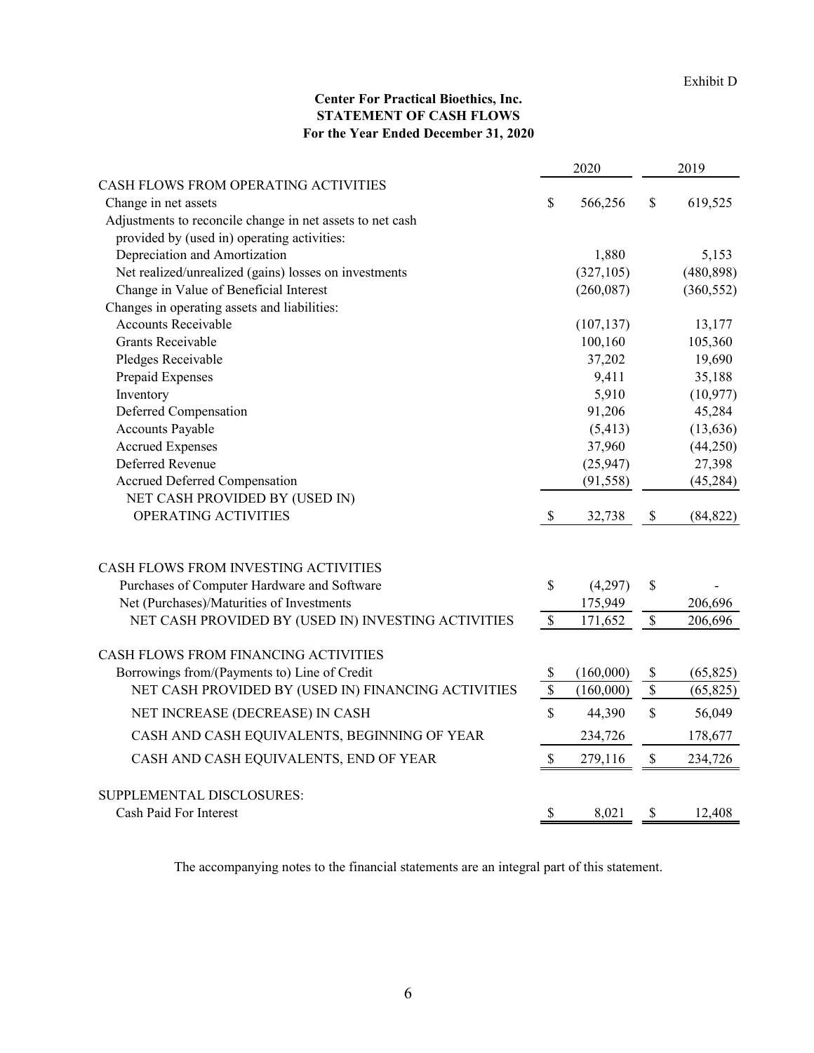Exhibit D

**Center For Practical Bioethics, Inc.**
**STATEMENT OF CASH FLOWS**
**For the Year Ended December 31, 2020**

| | 2020 | 2019 |
|---|---|---|
| CASH FLOWS FROM OPERATING ACTIVITIES | | |
| Change in net assets | $ 566,256 | $ 619,525 |
| Adjustments to reconcile change in net assets to net cash provided by (used in) operating activities: | | |
| Depreciation and Amortization | 1,880 | 5,153 |
| Net realized/unrealized (gains) losses on investments | (327,105) | (480,898) |
| Change in Value of Beneficial Interest | (260,087) | (360,552) |
| Changes in operating assets and liabilities: | | |
| Accounts Receivable | (107,137) | 13,177 |
| Grants Receivable | 100,160 | 105,360 |
| Pledges Receivable | 37,202 | 19,690 |
| Prepaid Expenses | 9,411 | 35,188 |
| Inventory | 5,910 | (10,977) |
| Deferred Compensation | 91,206 | 45,284 |
| Accounts Payable | (5,413) | (13,636) |
| Accrued Expenses | 37,960 | (44,250) |
| Deferred Revenue | (25,947) | 27,398 |
| Accrued Deferred Compensation | (91,558) | (45,284) |
| NET CASH PROVIDED BY (USED IN) OPERATING ACTIVITIES | $ 32,738 | $ (84,822) |
| | | |
| CASH FLOWS FROM INVESTING ACTIVITIES | | |
| Purchases of Computer Hardware and Software | $ (4,297) | $ - |
| Net (Purchases)/Maturities of Investments | 175,949 | 206,696 |
| NET CASH PROVIDED BY (USED IN) INVESTING ACTIVITIES | $ 171,652 | $ 206,696 |
| | | |
| CASH FLOWS FROM FINANCING ACTIVITIES | | |
| Borrowings from/(Payments to) Line of Credit | $ (160,000) | $ (65,825) |
| NET CASH PROVIDED BY (USED IN) FINANCING ACTIVITIES | $ (160,000) | $ (65,825) |
| NET INCREASE (DECREASE) IN CASH | $ 44,390 | $ 56,049 |
| CASH AND CASH EQUIVALENTS, BEGINNING OF YEAR | 234,726 | 178,677 |
| CASH AND CASH EQUIVALENTS, END OF YEAR | $ 279,116 | $ 234,726 |
| | | |
| SUPPLEMENTAL DISCLOSURES: | | |
| Cash Paid For Interest | $ 8,021 | $ 12,408 |

The accompanying notes to the financial statements are an integral part of this statement.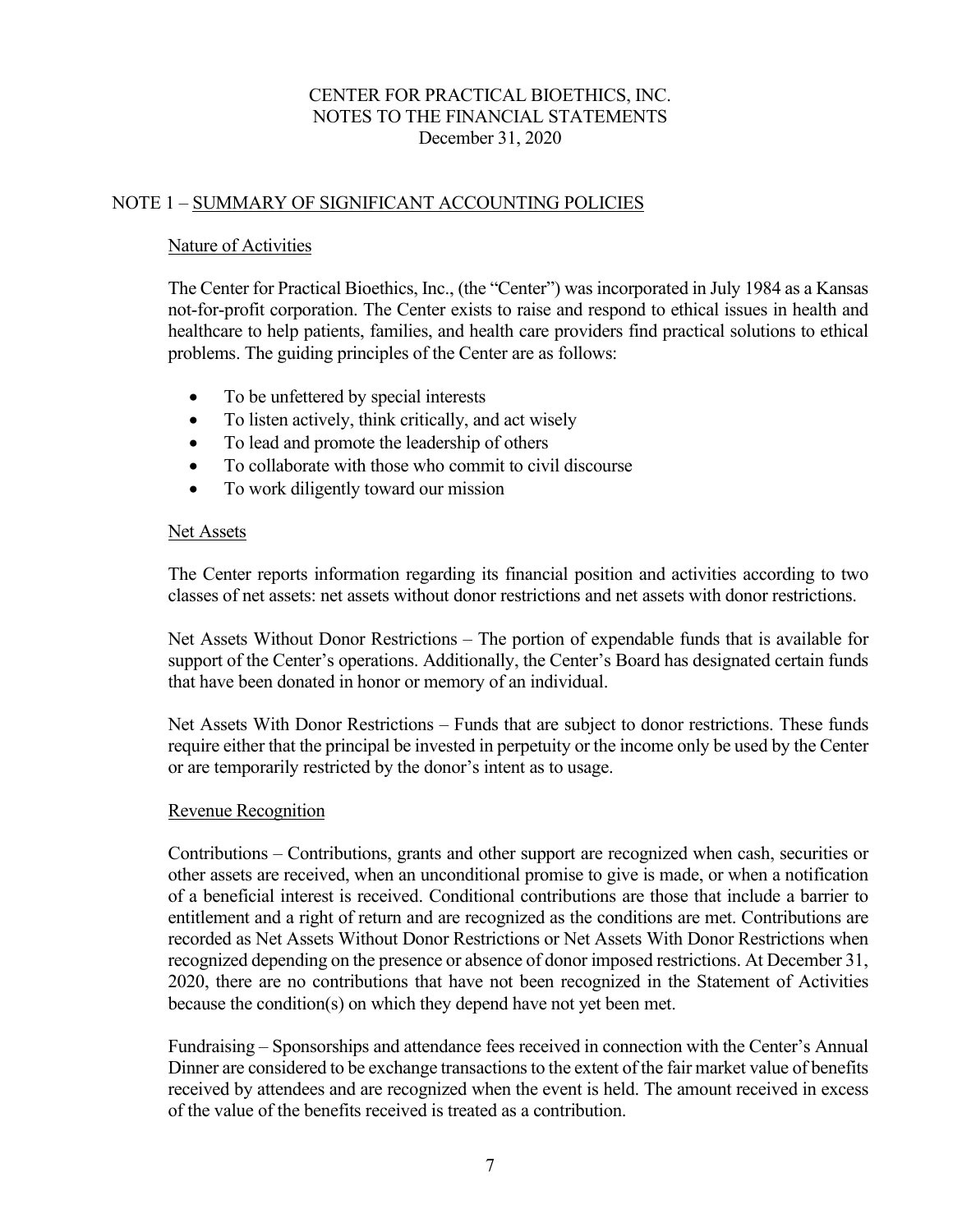# CENTER FOR PRACTICAL BIOETHICS, INC.
## NOTES TO THE FINANCIAL STATEMENTS
December 31, 2020

## NOTE 1 – SUMMARY OF SIGNIFICANT ACCOUNTING POLICIES

### Nature of Activities

The Center for Practical Bioethics, Inc., (the "Center") was incorporated in July 1984 as a Kansas not-for-profit corporation. The Center exists to raise and respond to ethical issues in health and healthcare to help patients, families, and health care providers find practical solutions to ethical problems. The guiding principles of the Center are as follows:

- To be unfettered by special interests
- To listen actively, think critically, and act wisely
- To lead and promote the leadership of others
- To collaborate with those who commit to civil discourse
- To work diligently toward our mission

### Net Assets

The Center reports information regarding its financial position and activities according to two classes of net assets: net assets without donor restrictions and net assets with donor restrictions.

Net Assets Without Donor Restrictions – The portion of expendable funds that is available for support of the Center's operations. Additionally, the Center's Board has designated certain funds that have been donated in honor or memory of an individual.

Net Assets With Donor Restrictions – Funds that are subject to donor restrictions. These funds require either that the principal be invested in perpetuity or the income only be used by the Center or are temporarily restricted by the donor's intent as to usage.

### Revenue Recognition

Contributions – Contributions, grants and other support are recognized when cash, securities or other assets are received, when an unconditional promise to give is made, or when a notification of a beneficial interest is received. Conditional contributions are those that include a barrier to entitlement and a right of return and are recognized as the conditions are met. Contributions are recorded as Net Assets Without Donor Restrictions or Net Assets With Donor Restrictions when recognized depending on the presence or absence of donor imposed restrictions. At December 31, 2020, there are no contributions that have not been recognized in the Statement of Activities because the condition(s) on which they depend have not yet been met.

Fundraising – Sponsorships and attendance fees received in connection with the Center's Annual Dinner are considered to be exchange transactions to the extent of the fair market value of benefits received by attendees and are recognized when the event is held. The amount received in excess of the value of the benefits received is treated as a contribution.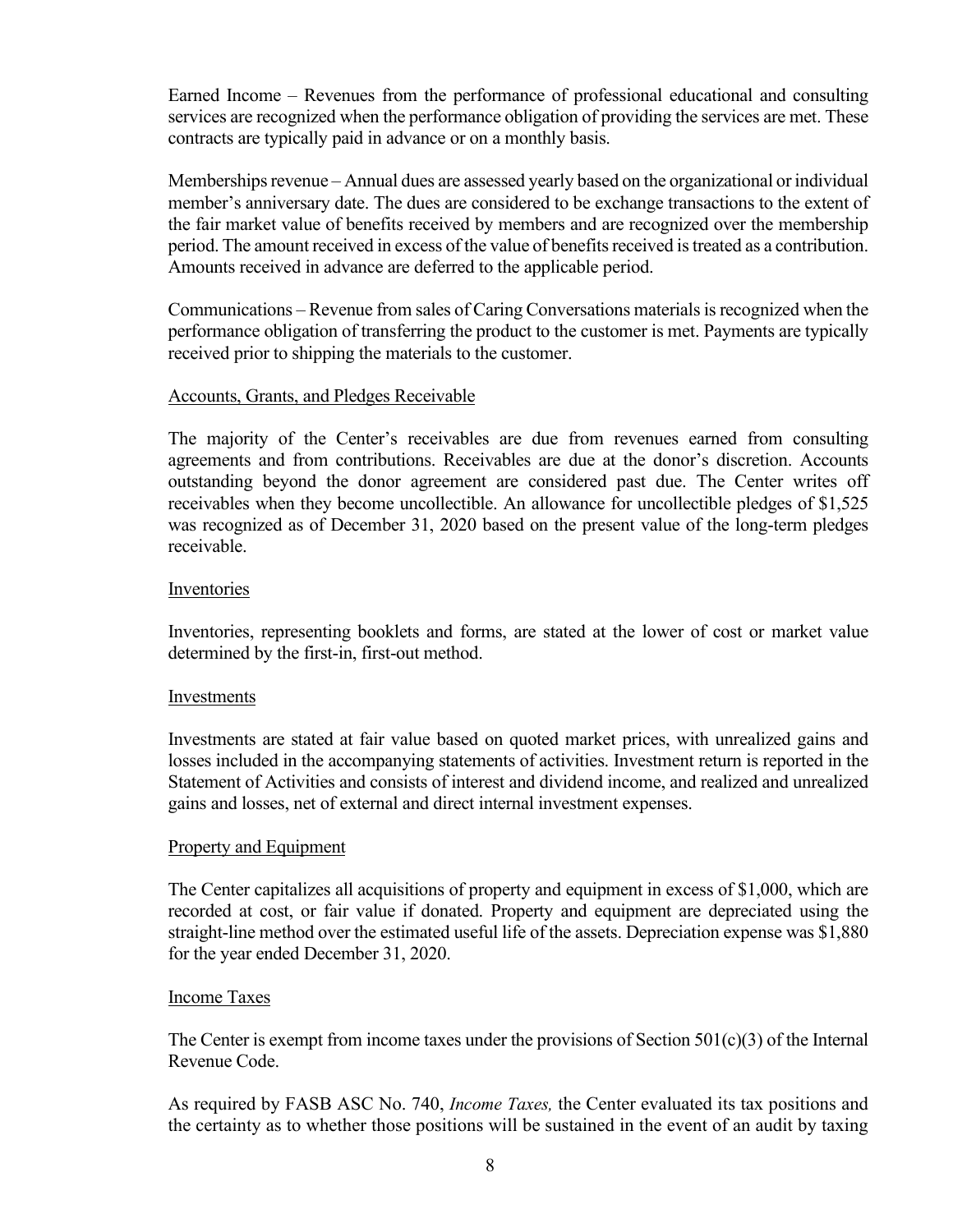Earned Income – Revenues from the performance of professional educational and consulting services are recognized when the performance obligation of providing the services are met. These contracts are typically paid in advance or on a monthly basis.

Memberships revenue – Annual dues are assessed yearly based on the organizational or individual member's anniversary date. The dues are considered to be exchange transactions to the extent of the fair market value of benefits received by members and are recognized over the membership period. The amount received in excess of the value of benefits received is treated as a contribution. Amounts received in advance are deferred to the applicable period.

Communications – Revenue from sales of Caring Conversations materials is recognized when the performance obligation of transferring the product to the customer is met. Payments are typically received prior to shipping the materials to the customer.

### Accounts, Grants, and Pledges Receivable

The majority of the Center's receivables are due from revenues earned from consulting agreements and from contributions. Receivables are due at the donor's discretion. Accounts outstanding beyond the donor agreement are considered past due. The Center writes off receivables when they become uncollectible. An allowance for uncollectible pledges of $1,525 was recognized as of December 31, 2020 based on the present value of the long-term pledges receivable.

### Inventories

Inventories, representing booklets and forms, are stated at the lower of cost or market value determined by the first-in, first-out method.

### Investments

Investments are stated at fair value based on quoted market prices, with unrealized gains and losses included in the accompanying statements of activities. Investment return is reported in the Statement of Activities and consists of interest and dividend income, and realized and unrealized gains and losses, net of external and direct internal investment expenses.

### Property and Equipment

The Center capitalizes all acquisitions of property and equipment in excess of $1,000, which are recorded at cost, or fair value if donated. Property and equipment are depreciated using the straight-line method over the estimated useful life of the assets. Depreciation expense was $1,880 for the year ended December 31, 2020.

### Income Taxes

The Center is exempt from income taxes under the provisions of Section 501(c)(3) of the Internal Revenue Code.

As required by FASB ASC No. 740, *Income Taxes,* the Center evaluated its tax positions and the certainty as to whether those positions will be sustained in the event of an audit by taxing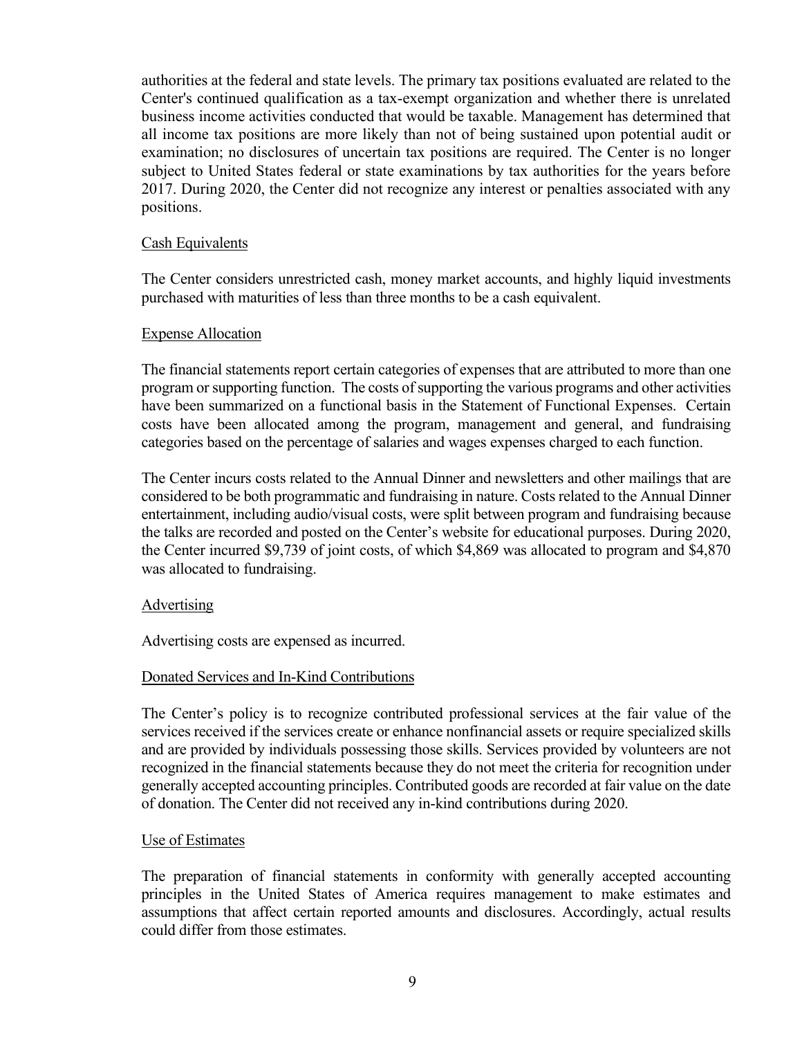authorities at the federal and state levels. The primary tax positions evaluated are related to the Center's continued qualification as a tax-exempt organization and whether there is unrelated business income activities conducted that would be taxable. Management has determined that all income tax positions are more likely than not of being sustained upon potential audit or examination; no disclosures of uncertain tax positions are required. The Center is no longer subject to United States federal or state examinations by tax authorities for the years before 2017. During 2020, the Center did not recognize any interest or penalties associated with any positions.

Cash Equivalents

The Center considers unrestricted cash, money market accounts, and highly liquid investments purchased with maturities of less than three months to be a cash equivalent.

Expense Allocation

The financial statements report certain categories of expenses that are attributed to more than one program or supporting function. The costs of supporting the various programs and other activities have been summarized on a functional basis in the Statement of Functional Expenses. Certain costs have been allocated among the program, management and general, and fundraising categories based on the percentage of salaries and wages expenses charged to each function.

The Center incurs costs related to the Annual Dinner and newsletters and other mailings that are considered to be both programmatic and fundraising in nature. Costs related to the Annual Dinner entertainment, including audio/visual costs, were split between program and fundraising because the talks are recorded and posted on the Center's website for educational purposes. During 2020, the Center incurred $9,739 of joint costs, of which $4,869 was allocated to program and $4,870 was allocated to fundraising.

Advertising

Advertising costs are expensed as incurred.

Donated Services and In-Kind Contributions

The Center's policy is to recognize contributed professional services at the fair value of the services received if the services create or enhance nonfinancial assets or require specialized skills and are provided by individuals possessing those skills. Services provided by volunteers are not recognized in the financial statements because they do not meet the criteria for recognition under generally accepted accounting principles. Contributed goods are recorded at fair value on the date of donation. The Center did not received any in-kind contributions during 2020.

Use of Estimates

The preparation of financial statements in conformity with generally accepted accounting principles in the United States of America requires management to make estimates and assumptions that affect certain reported amounts and disclosures. Accordingly, actual results could differ from those estimates.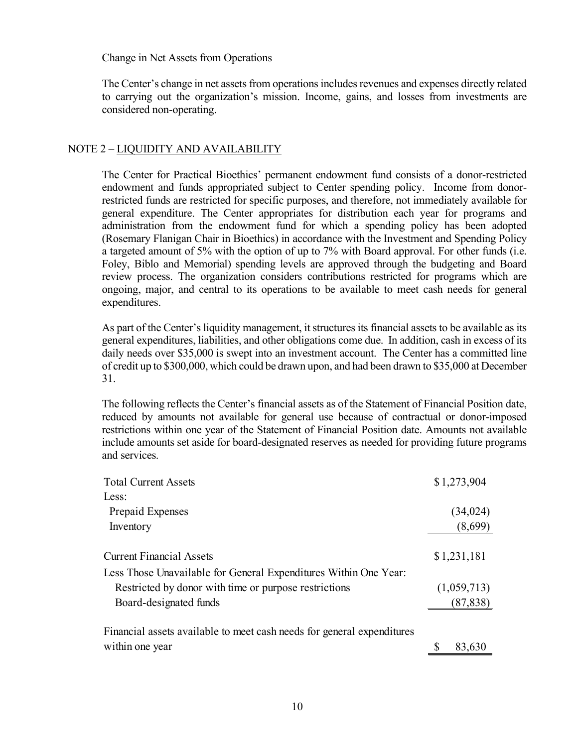Change in Net Assets from Operations

The Center's change in net assets from operations includes revenues and expenses directly related to carrying out the organization's mission. Income, gains, and losses from investments are considered non-operating.

## NOTE 2 – LIQUIDITY AND AVAILABILITY

The Center for Practical Bioethics' permanent endowment fund consists of a donor-restricted endowment and funds appropriated subject to Center spending policy. Income from donor-restricted funds are restricted for specific purposes, and therefore, not immediately available for general expenditure. The Center appropriates for distribution each year for programs and administration from the endowment fund for which a spending policy has been adopted (Rosemary Flanigan Chair in Bioethics) in accordance with the Investment and Spending Policy a targeted amount of 5% with the option of up to 7% with Board approval. For other funds (i.e. Foley, Biblo and Memorial) spending levels are approved through the budgeting and Board review process. The organization considers contributions restricted for programs which are ongoing, major, and central to its operations to be available to meet cash needs for general expenditures.

As part of the Center's liquidity management, it structures its financial assets to be available as its general expenditures, liabilities, and other obligations come due. In addition, cash in excess of its daily needs over $35,000 is swept into an investment account. The Center has a committed line of credit up to $300,000, which could be drawn upon, and had been drawn to $35,000 at December 31.

The following reflects the Center's financial assets as of the Statement of Financial Position date, reduced by amounts not available for general use because of contractual or donor-imposed restrictions within one year of the Statement of Financial Position date. Amounts not available include amounts set aside for board-designated reserves as needed for providing future programs and services.

| | |
|---|---|
| Total Current Assets | $ 1,273,904 |
| Less: | |
| Prepaid Expenses | (34,024) |
| Inventory | (8,699) |
| Current Financial Assets | $ 1,231,181 |
| Less Those Unavailable for General Expenditures Within One Year: | |
| Restricted by donor with time or purpose restrictions | (1,059,713) |
| Board-designated funds | (87,838) |
| Financial assets available to meet cash needs for general expenditures within one year | $ 83,630 |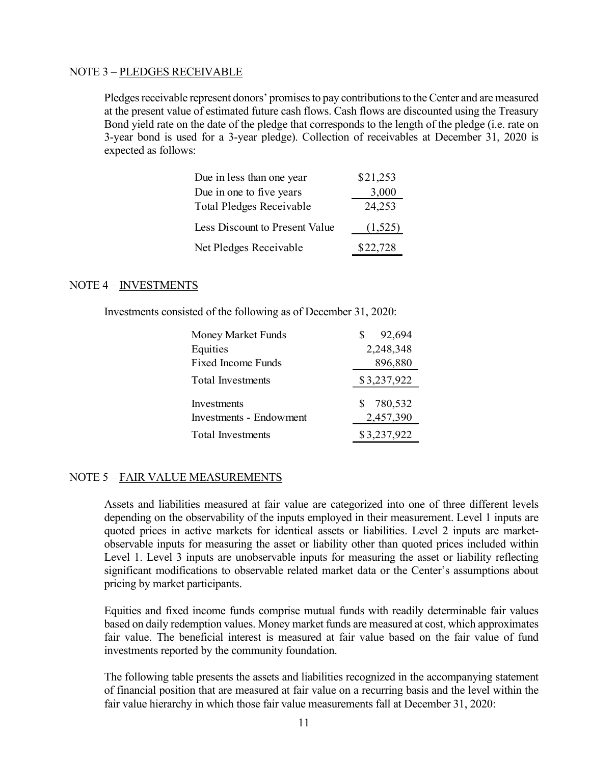NOTE 3 – PLEDGES RECEIVABLE

Pledges receivable represent donors' promises to pay contributions to the Center and are measured at the present value of estimated future cash flows. Cash flows are discounted using the Treasury Bond yield rate on the date of the pledge that corresponds to the length of the pledge (i.e. rate on 3-year bond is used for a 3-year pledge). Collection of receivables at December 31, 2020 is expected as follows:

| | |
|---|---|
| Due in less than one year | $21,253 |
| Due in one to five years | 3,000 |
| Total Pledges Receivable | 24,253 |
| Less Discount to Present Value | (1,525) |
| Net Pledges Receivable | $22,728 |

NOTE 4 – INVESTMENTS

Investments consisted of the following as of December 31, 2020:

| | |
|---|---|
| Money Market Funds | $ 92,694 |
| Equities | 2,248,348 |
| Fixed Income Funds | 896,880 |
| Total Investments | $3,237,922 |
| Investments | $ 780,532 |
| Investments - Endowment | 2,457,390 |
| Total Investments | $3,237,922 |

NOTE 5 – FAIR VALUE MEASUREMENTS

Assets and liabilities measured at fair value are categorized into one of three different levels depending on the observability of the inputs employed in their measurement. Level 1 inputs are quoted prices in active markets for identical assets or liabilities. Level 2 inputs are market-observable inputs for measuring the asset or liability other than quoted prices included within Level 1. Level 3 inputs are unobservable inputs for measuring the asset or liability reflecting significant modifications to observable related market data or the Center's assumptions about pricing by market participants.

Equities and fixed income funds comprise mutual funds with readily determinable fair values based on daily redemption values. Money market funds are measured at cost, which approximates fair value. The beneficial interest is measured at fair value based on the fair value of fund investments reported by the community foundation.

The following table presents the assets and liabilities recognized in the accompanying statement of financial position that are measured at fair value on a recurring basis and the level within the fair value hierarchy in which those fair value measurements fall at December 31, 2020: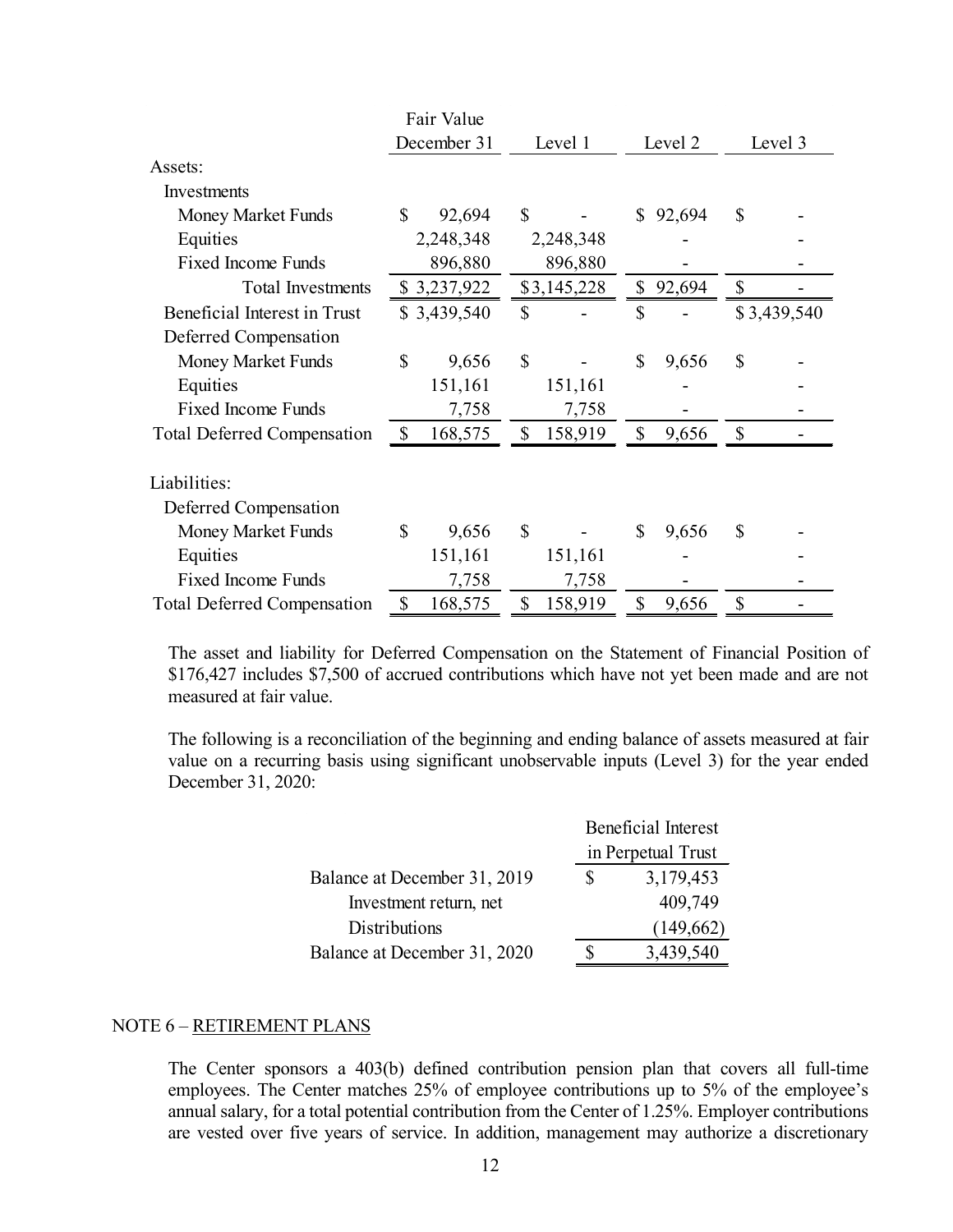| | Fair Value December 31 | Level 1 | Level 2 | Level 3 |
|---|---|---|---|---|
| Assets: | | | | |
| Investments | | | | |
| Money Market Funds | $ 92,694 | $ - | $ 92,694 | $ - |
| Equities | 2,248,348 | 2,248,348 | - | - |
| Fixed Income Funds | 896,880 | 896,880 | - | - |
| Total Investments | $ 3,237,922 | $3,145,228 | $ 92,694 | $ - |
| Beneficial Interest in Trust | $ 3,439,540 | $ - | $ - | $ 3,439,540 |
| Deferred Compensation | | | | |
| Money Market Funds | $ 9,656 | $ - | $ 9,656 | $ - |
| Equities | 151,161 | 151,161 | - | - |
| Fixed Income Funds | 7,758 | 7,758 | - | - |
| Total Deferred Compensation | $ 168,575 | $ 158,919 | $ 9,656 | $ - |
| | | | | |
| Liabilities: | | | | |
| Deferred Compensation | | | | |
| Money Market Funds | $ 9,656 | $ - | $ 9,656 | $ - |
| Equities | 151,161 | 151,161 | - | - |
| Fixed Income Funds | 7,758 | 7,758 | - | - |
| Total Deferred Compensation | $ 168,575 | $ 158,919 | $ 9,656 | $ - |

The asset and liability for Deferred Compensation on the Statement of Financial Position of $176,427 includes $7,500 of accrued contributions which have not yet been made and are not measured at fair value.

The following is a reconciliation of the beginning and ending balance of assets measured at fair value on a recurring basis using significant unobservable inputs (Level 3) for the year ended December 31, 2020:

| | Beneficial Interest in Perpetual Trust |
|---|---|
| Balance at December 31, 2019 | $ 3,179,453 |
| Investment return, net | 409,749 |
| Distributions | (149,662) |
| Balance at December 31, 2020 | $ 3,439,540 |

NOTE 6 – RETIREMENT PLANS

The Center sponsors a 403(b) defined contribution pension plan that covers all full-time employees. The Center matches 25% of employee contributions up to 5% of the employee's annual salary, for a total potential contribution from the Center of 1.25%. Employer contributions are vested over five years of service. In addition, management may authorize a discretionary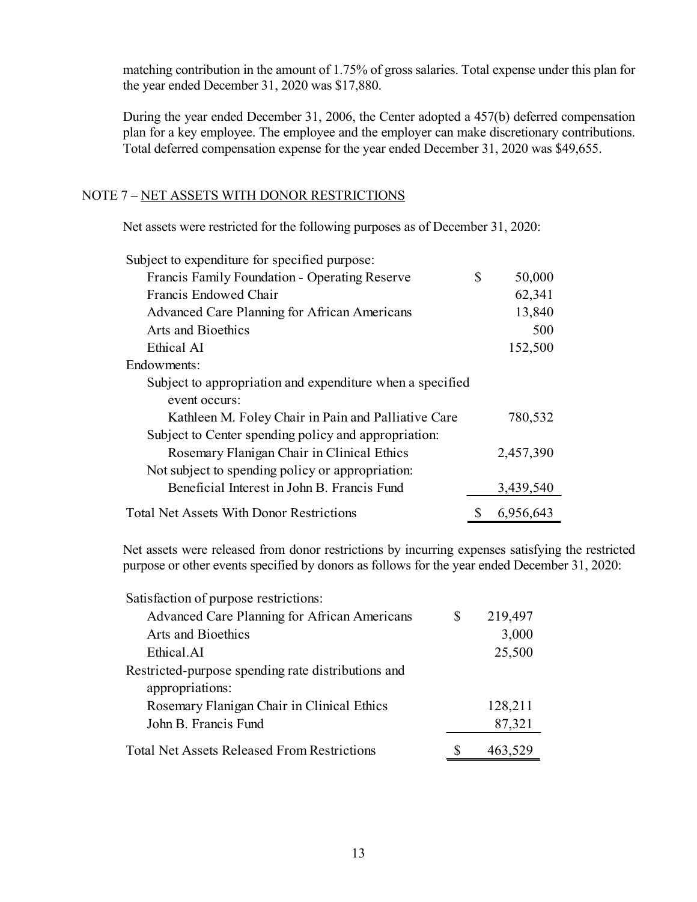matching contribution in the amount of 1.75% of gross salaries. Total expense under this plan for the year ended December 31, 2020 was $17,880.

During the year ended December 31, 2006, the Center adopted a 457(b) deferred compensation plan for a key employee. The employee and the employer can make discretionary contributions. Total deferred compensation expense for the year ended December 31, 2020 was $49,655.

## NOTE 7 – NET ASSETS WITH DONOR RESTRICTIONS

Net assets were restricted for the following purposes as of December 31, 2020:

| | | |
|---|---|---|
| Subject to expenditure for specified purpose: | | |
| Francis Family Foundation - Operating Reserve | $ | 50,000 |
| Francis Endowed Chair | | 62,341 |
| Advanced Care Planning for African Americans | | 13,840 |
| Arts and Bioethics | | 500 |
| Ethical AI | | 152,500 |
| Endowments: | | |
| Subject to appropriation and expenditure when a specified event occurs: | | |
| Kathleen M. Foley Chair in Pain and Palliative Care | | 780,532 |
| Subject to Center spending policy and appropriation: | | |
| Rosemary Flanigan Chair in Clinical Ethics | | 2,457,390 |
| Not subject to spending policy or appropriation: | | |
| Beneficial Interest in John B. Francis Fund | | 3,439,540 |
| Total Net Assets With Donor Restrictions | $ | 6,956,643 |

Net assets were released from donor restrictions by incurring expenses satisfying the restricted purpose or other events specified by donors as follows for the year ended December 31, 2020:

| | | |
|---|---|---|
| Satisfaction of purpose restrictions: | | |
| Advanced Care Planning for African Americans | $ | 219,497 |
| Arts and Bioethics | | 3,000 |
| Ethical.AI | | 25,500 |
| Restricted-purpose spending rate distributions and appropriations: | | |
| Rosemary Flanigan Chair in Clinical Ethics | | 128,211 |
| John B. Francis Fund | | 87,321 |
| Total Net Assets Released From Restrictions | $ | 463,529 |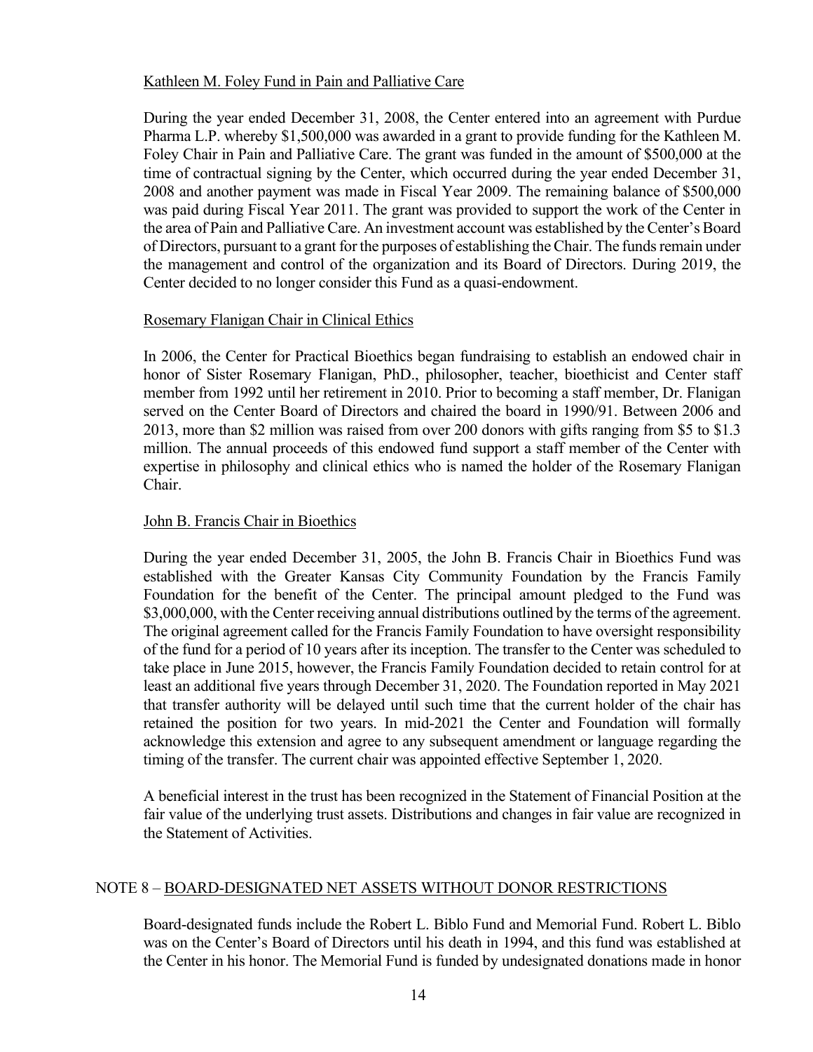Kathleen M. Foley Fund in Pain and Palliative Care

During the year ended December 31, 2008, the Center entered into an agreement with Purdue Pharma L.P. whereby \$1,500,000 was awarded in a grant to provide funding for the Kathleen M. Foley Chair in Pain and Palliative Care. The grant was funded in the amount of \$500,000 at the time of contractual signing by the Center, which occurred during the year ended December 31, 2008 and another payment was made in Fiscal Year 2009. The remaining balance of \$500,000 was paid during Fiscal Year 2011. The grant was provided to support the work of the Center in the area of Pain and Palliative Care. An investment account was established by the Center's Board of Directors, pursuant to a grant for the purposes of establishing the Chair. The funds remain under the management and control of the organization and its Board of Directors. During 2019, the Center decided to no longer consider this Fund as a quasi-endowment.

Rosemary Flanigan Chair in Clinical Ethics

In 2006, the Center for Practical Bioethics began fundraising to establish an endowed chair in honor of Sister Rosemary Flanigan, PhD., philosopher, teacher, bioethicist and Center staff member from 1992 until her retirement in 2010. Prior to becoming a staff member, Dr. Flanigan served on the Center Board of Directors and chaired the board in 1990/91. Between 2006 and 2013, more than \$2 million was raised from over 200 donors with gifts ranging from \$5 to \$1.3 million. The annual proceeds of this endowed fund support a staff member of the Center with expertise in philosophy and clinical ethics who is named the holder of the Rosemary Flanigan Chair.

John B. Francis Chair in Bioethics

During the year ended December 31, 2005, the John B. Francis Chair in Bioethics Fund was established with the Greater Kansas City Community Foundation by the Francis Family Foundation for the benefit of the Center. The principal amount pledged to the Fund was \$3,000,000, with the Center receiving annual distributions outlined by the terms of the agreement. The original agreement called for the Francis Family Foundation to have oversight responsibility of the fund for a period of 10 years after its inception. The transfer to the Center was scheduled to take place in June 2015, however, the Francis Family Foundation decided to retain control for at least an additional five years through December 31, 2020. The Foundation reported in May 2021 that transfer authority will be delayed until such time that the current holder of the chair has retained the position for two years. In mid-2021 the Center and Foundation will formally acknowledge this extension and agree to any subsequent amendment or language regarding the timing of the transfer. The current chair was appointed effective September 1, 2020.

A beneficial interest in the trust has been recognized in the Statement of Financial Position at the fair value of the underlying trust assets. Distributions and changes in fair value are recognized in the Statement of Activities.

## NOTE 8 – BOARD-DESIGNATED NET ASSETS WITHOUT DONOR RESTRICTIONS

Board-designated funds include the Robert L. Biblo Fund and Memorial Fund. Robert L. Biblo was on the Center's Board of Directors until his death in 1994, and this fund was established at the Center in his honor. The Memorial Fund is funded by undesignated donations made in honor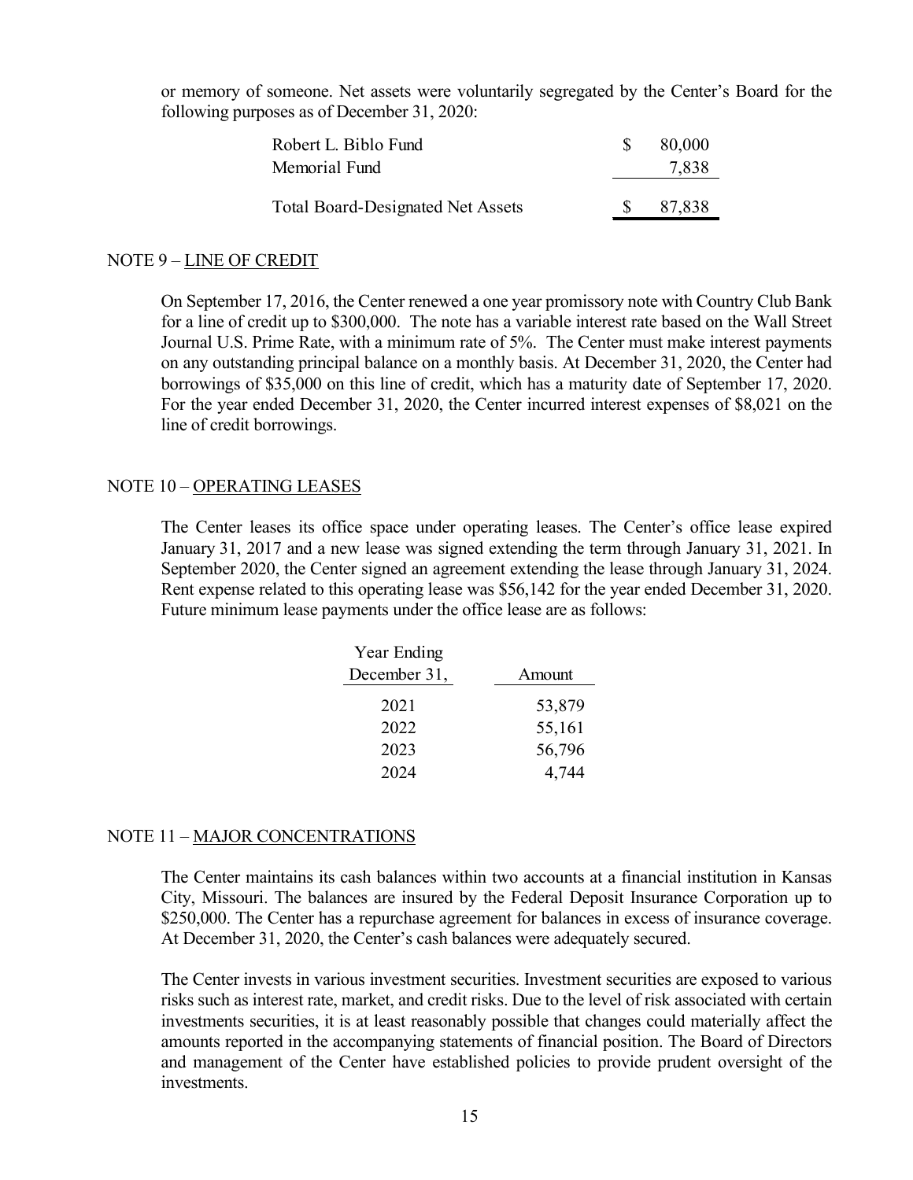or memory of someone. Net assets were voluntarily segregated by the Center's Board for the following purposes as of December 31, 2020:

| | |
|---|---|
| Robert L. Biblo Fund | $ 80,000 |
| Memorial Fund | 7,838 |
| Total Board-Designated Net Assets | $ 87,838 |

NOTE 9 – LINE OF CREDIT

On September 17, 2016, the Center renewed a one year promissory note with Country Club Bank for a line of credit up to $300,000. The note has a variable interest rate based on the Wall Street Journal U.S. Prime Rate, with a minimum rate of 5%. The Center must make interest payments on any outstanding principal balance on a monthly basis. At December 31, 2020, the Center had borrowings of $35,000 on this line of credit, which has a maturity date of September 17, 2020. For the year ended December 31, 2020, the Center incurred interest expenses of $8,021 on the line of credit borrowings.

NOTE 10 – OPERATING LEASES

The Center leases its office space under operating leases. The Center's office lease expired January 31, 2017 and a new lease was signed extending the term through January 31, 2021. In September 2020, the Center signed an agreement extending the lease through January 31, 2024. Rent expense related to this operating lease was $56,142 for the year ended December 31, 2020. Future minimum lease payments under the office lease are as follows:

| Year Ending December 31, | Amount |
|---|---|
| 2021 | 53,879 |
| 2022 | 55,161 |
| 2023 | 56,796 |
| 2024 | 4,744 |

NOTE 11 – MAJOR CONCENTRATIONS

The Center maintains its cash balances within two accounts at a financial institution in Kansas City, Missouri. The balances are insured by the Federal Deposit Insurance Corporation up to $250,000. The Center has a repurchase agreement for balances in excess of insurance coverage. At December 31, 2020, the Center's cash balances were adequately secured.

The Center invests in various investment securities. Investment securities are exposed to various risks such as interest rate, market, and credit risks. Due to the level of risk associated with certain investments securities, it is at least reasonably possible that changes could materially affect the amounts reported in the accompanying statements of financial position. The Board of Directors and management of the Center have established policies to provide prudent oversight of the investments.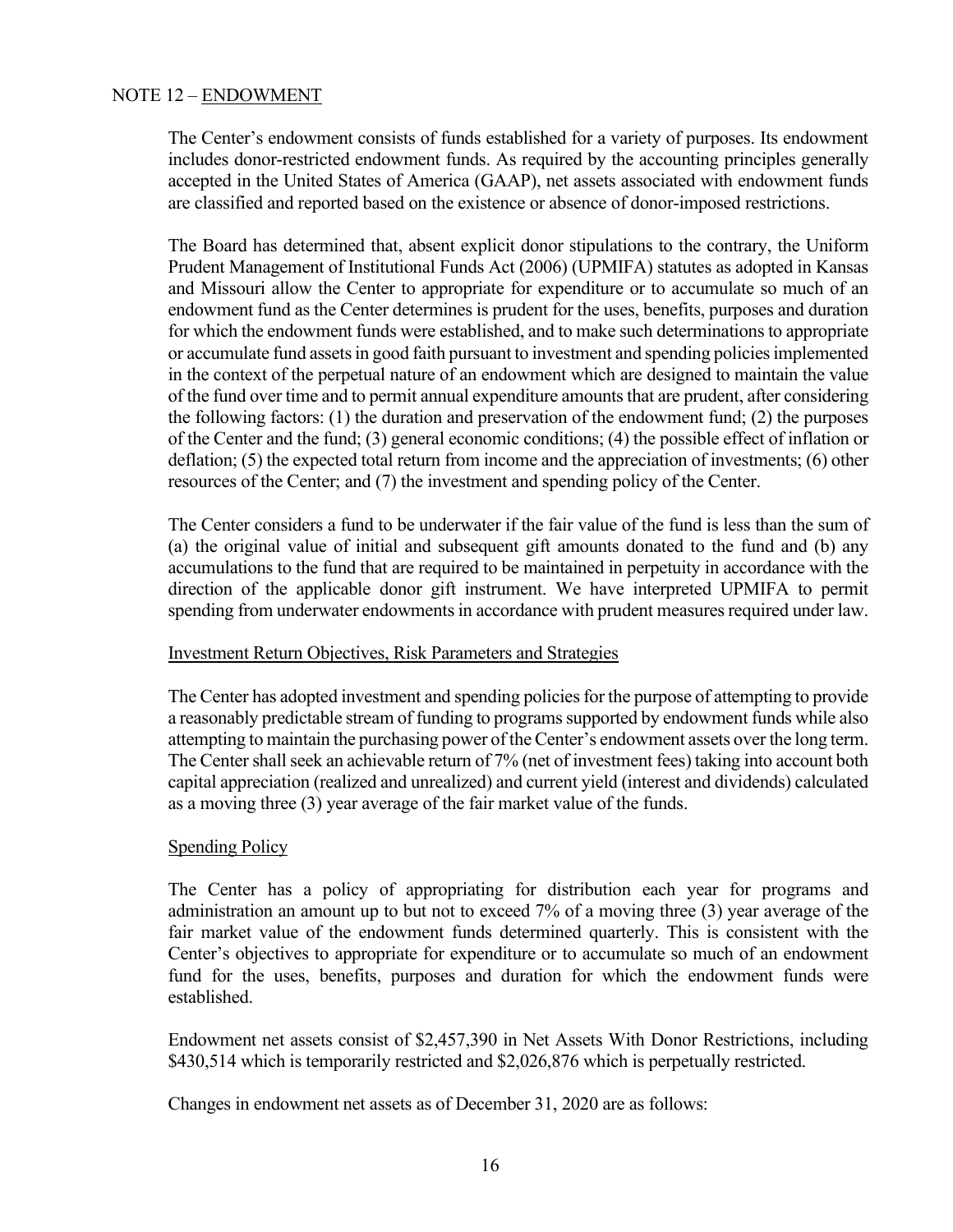## NOTE 12 – ENDOWMENT

The Center's endowment consists of funds established for a variety of purposes. Its endowment includes donor-restricted endowment funds. As required by the accounting principles generally accepted in the United States of America (GAAP), net assets associated with endowment funds are classified and reported based on the existence or absence of donor-imposed restrictions.

The Board has determined that, absent explicit donor stipulations to the contrary, the Uniform Prudent Management of Institutional Funds Act (2006) (UPMIFA) statutes as adopted in Kansas and Missouri allow the Center to appropriate for expenditure or to accumulate so much of an endowment fund as the Center determines is prudent for the uses, benefits, purposes and duration for which the endowment funds were established, and to make such determinations to appropriate or accumulate fund assets in good faith pursuant to investment and spending policies implemented in the context of the perpetual nature of an endowment which are designed to maintain the value of the fund over time and to permit annual expenditure amounts that are prudent, after considering the following factors: (1) the duration and preservation of the endowment fund; (2) the purposes of the Center and the fund; (3) general economic conditions; (4) the possible effect of inflation or deflation; (5) the expected total return from income and the appreciation of investments; (6) other resources of the Center; and (7) the investment and spending policy of the Center.

The Center considers a fund to be underwater if the fair value of the fund is less than the sum of (a) the original value of initial and subsequent gift amounts donated to the fund and (b) any accumulations to the fund that are required to be maintained in perpetuity in accordance with the direction of the applicable donor gift instrument. We have interpreted UPMIFA to permit spending from underwater endowments in accordance with prudent measures required under law.

### Investment Return Objectives, Risk Parameters and Strategies

The Center has adopted investment and spending policies for the purpose of attempting to provide a reasonably predictable stream of funding to programs supported by endowment funds while also attempting to maintain the purchasing power of the Center's endowment assets over the long term. The Center shall seek an achievable return of 7% (net of investment fees) taking into account both capital appreciation (realized and unrealized) and current yield (interest and dividends) calculated as a moving three (3) year average of the fair market value of the funds.

### Spending Policy

The Center has a policy of appropriating for distribution each year for programs and administration an amount up to but not to exceed 7% of a moving three (3) year average of the fair market value of the endowment funds determined quarterly. This is consistent with the Center's objectives to appropriate for expenditure or to accumulate so much of an endowment fund for the uses, benefits, purposes and duration for which the endowment funds were established.

Endowment net assets consist of $2,457,390 in Net Assets With Donor Restrictions, including $430,514 which is temporarily restricted and $2,026,876 which is perpetually restricted.

Changes in endowment net assets as of December 31, 2020 are as follows: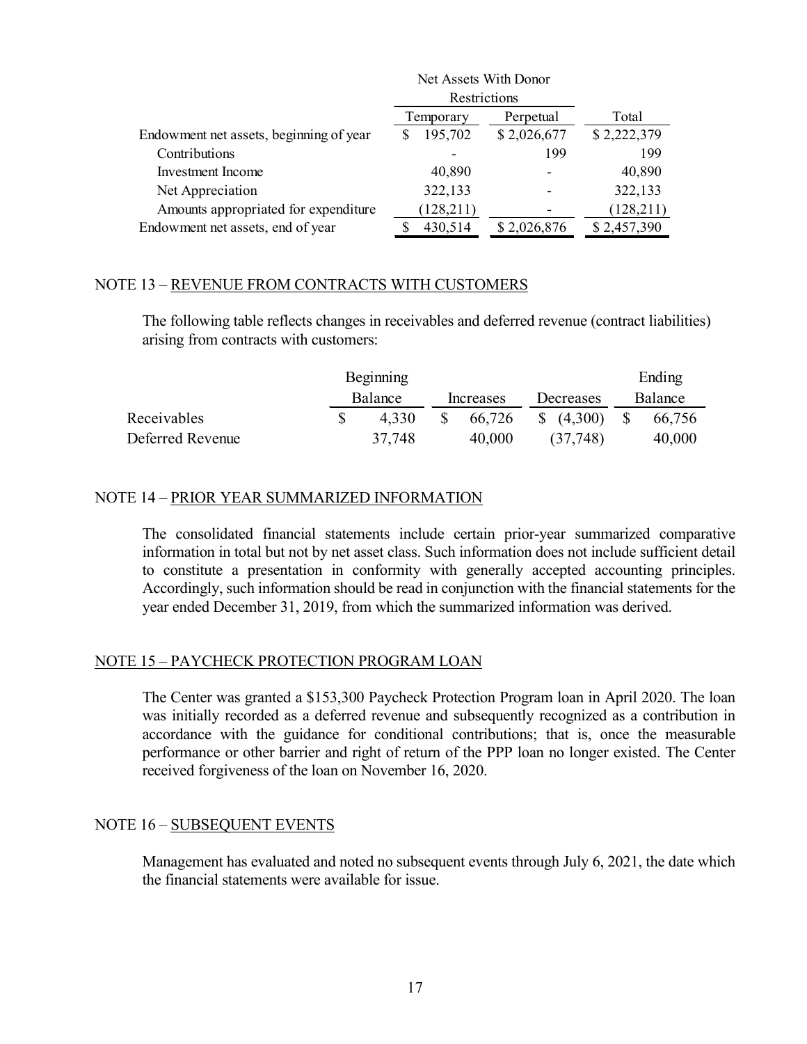| | Net Assets With Donor Restrictions | | |
|---|---|---|---|
| | Temporary | Perpetual | Total |
| Endowment net assets, beginning of year | $ 195,702 | $ 2,026,677 | $ 2,222,379 |
| Contributions | - | 199 | 199 |
| Investment Income | 40,890 | - | 40,890 |
| Net Appreciation | 322,133 | - | 322,133 |
| Amounts appropriated for expenditure | (128,211) | - | (128,211) |
| Endowment net assets, end of year | $ 430,514 | $ 2,026,876 | $ 2,457,390 |

## NOTE 13 – REVENUE FROM CONTRACTS WITH CUSTOMERS

The following table reflects changes in receivables and deferred revenue (contract liabilities) arising from contracts with customers:

| | Beginning Balance | Increases | Decreases | Ending Balance |
|---|---|---|---|---|
| Receivables | $ 4,330 | $ 66,726 | $ (4,300) | $ 66,756 |
| Deferred Revenue | 37,748 | 40,000 | (37,748) | 40,000 |

## NOTE 14 – PRIOR YEAR SUMMARIZED INFORMATION

The consolidated financial statements include certain prior-year summarized comparative information in total but not by net asset class. Such information does not include sufficient detail to constitute a presentation in conformity with generally accepted accounting principles. Accordingly, such information should be read in conjunction with the financial statements for the year ended December 31, 2019, from which the summarized information was derived.

## NOTE 15 – PAYCHECK PROTECTION PROGRAM LOAN

The Center was granted a $153,300 Paycheck Protection Program loan in April 2020. The loan was initially recorded as a deferred revenue and subsequently recognized as a contribution in accordance with the guidance for conditional contributions; that is, once the measurable performance or other barrier and right of return of the PPP loan no longer existed. The Center received forgiveness of the loan on November 16, 2020.

## NOTE 16 – SUBSEQUENT EVENTS

Management has evaluated and noted no subsequent events through July 6, 2021, the date which the financial statements were available for issue.